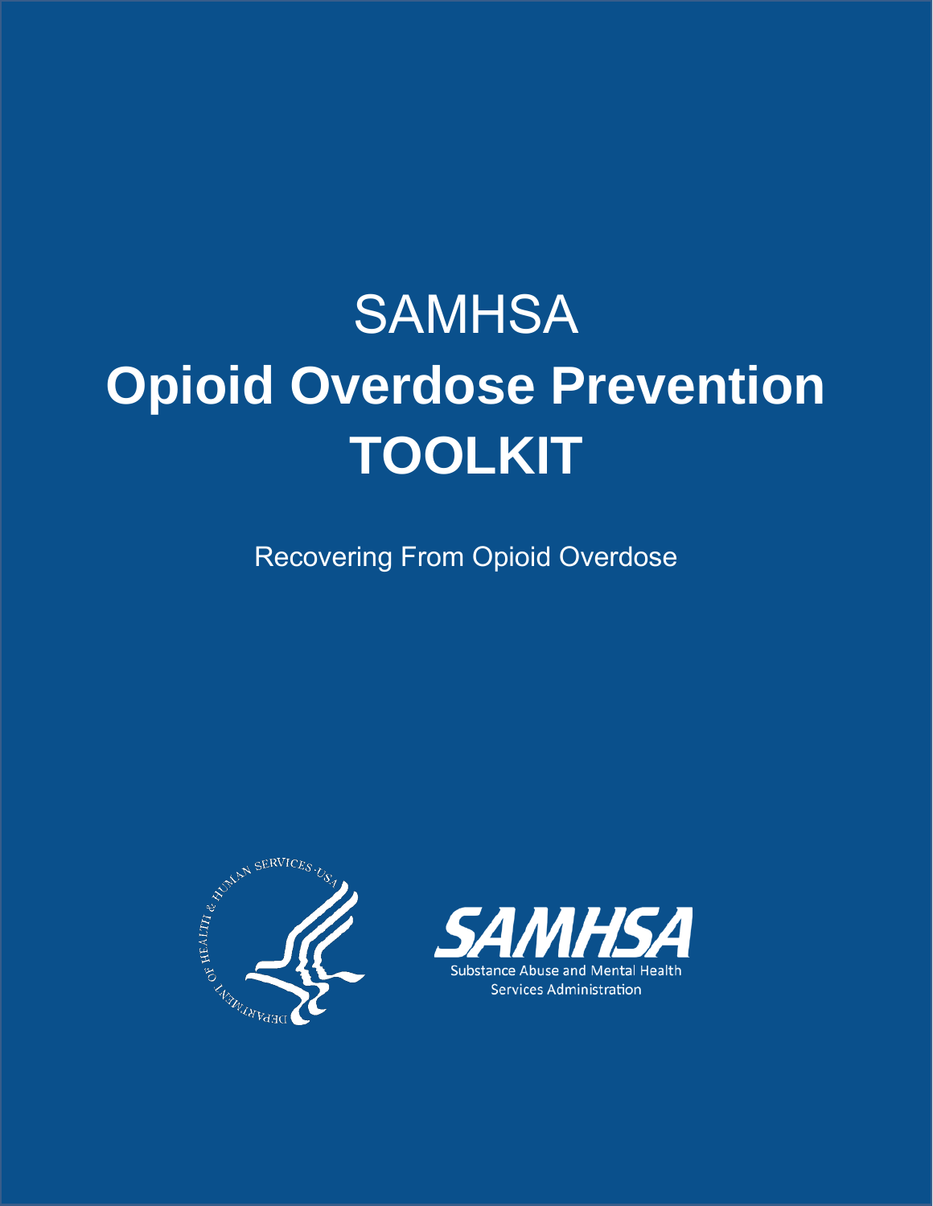# SAMHSA

# Opioid Overdose Prevention TOOLKIT

Recovering From Opioid Overdose

SAMHSA

Substance Abuse and Mental Health Services Administration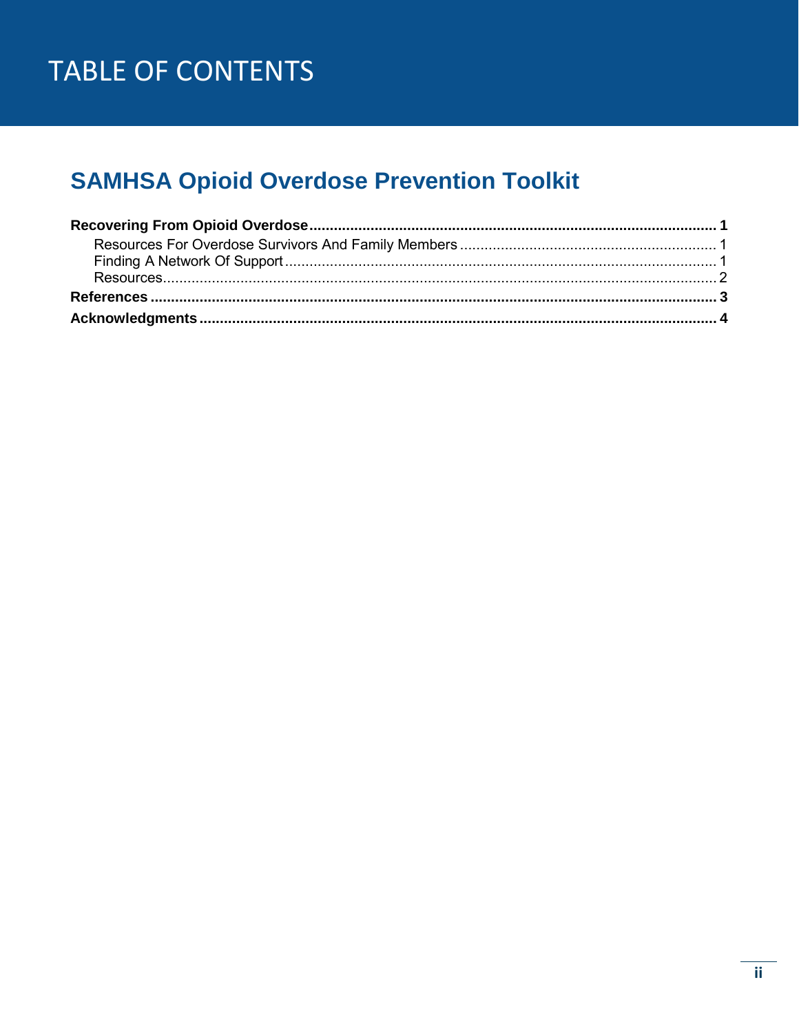# TABLE OF CONTENTS

## SAMHSA Opioid Overdose Prevention Toolkit

**Recovering From Opioid Overdose** .......... **1**

- Resources For Overdose Survivors And Family Members .......... 1
- Finding A Network Of Support .......... 1
- Resources .......... 2

**References** .......... **3**

**Acknowledgments** .......... **4**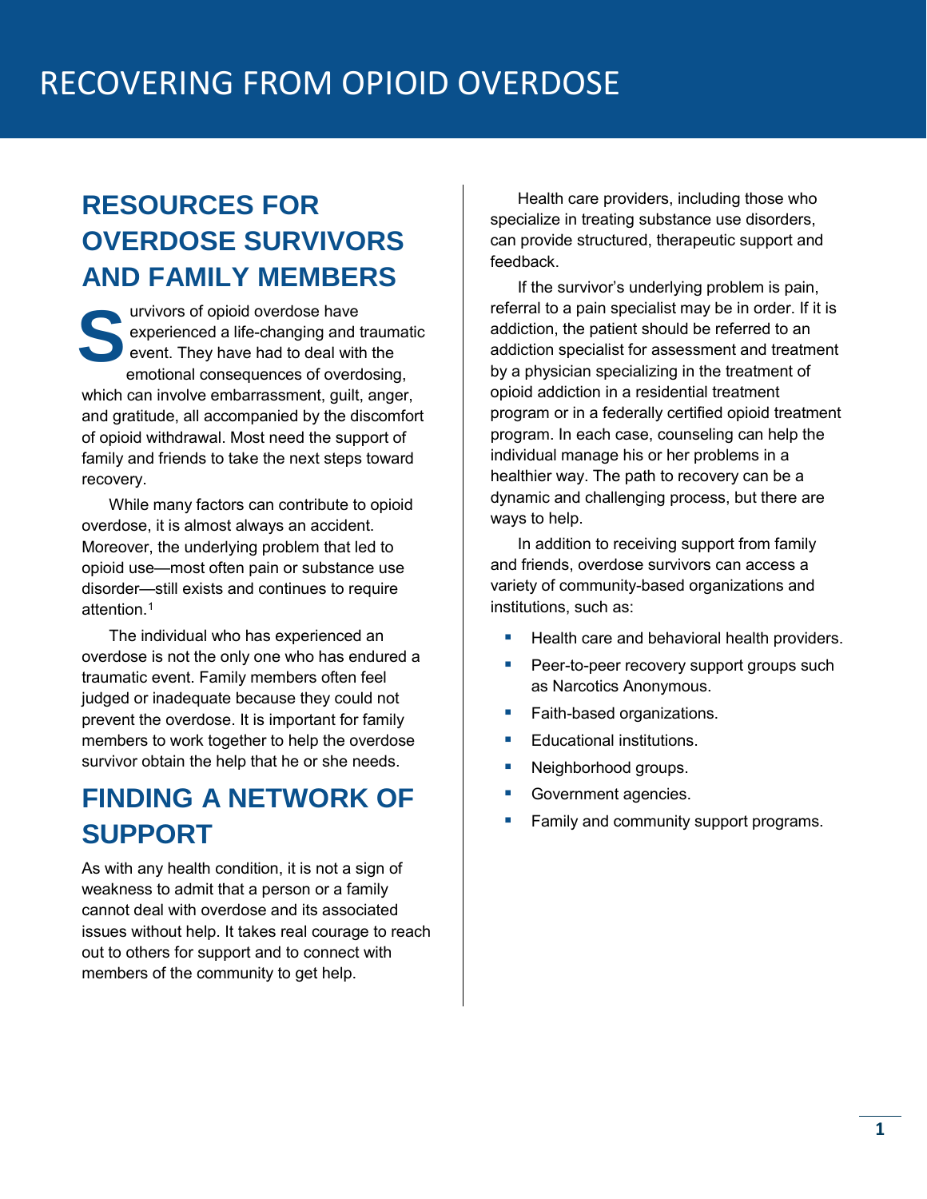# RECOVERING FROM OPIOID OVERDOSE

## RESOURCES FOR OVERDOSE SURVIVORS AND FAMILY MEMBERS

Survivors of opioid overdose have experienced a life-changing and traumatic event. They have had to deal with the emotional consequences of overdosing, which can involve embarrassment, guilt, anger, and gratitude, all accompanied by the discomfort of opioid withdrawal. Most need the support of family and friends to take the next steps toward recovery.

While many factors can contribute to opioid overdose, it is almost always an accident. Moreover, the underlying problem that led to opioid use—most often pain or substance use disorder—still exists and continues to require attention.[1]

The individual who has experienced an overdose is not the only one who has endured a traumatic event. Family members often feel judged or inadequate because they could not prevent the overdose. It is important for family members to work together to help the overdose survivor obtain the help that he or she needs.

## FINDING A NETWORK OF SUPPORT

As with any health condition, it is not a sign of weakness to admit that a person or a family cannot deal with overdose and its associated issues without help. It takes real courage to reach out to others for support and to connect with members of the community to get help.

Health care providers, including those who specialize in treating substance use disorders, can provide structured, therapeutic support and feedback.

If the survivor's underlying problem is pain, referral to a pain specialist may be in order. If it is addiction, the patient should be referred to an addiction specialist for assessment and treatment by a physician specializing in the treatment of opioid addiction in a residential treatment program or in a federally certified opioid treatment program. In each case, counseling can help the individual manage his or her problems in a healthier way. The path to recovery can be a dynamic and challenging process, but there are ways to help.

In addition to receiving support from family and friends, overdose survivors can access a variety of community-based organizations and institutions, such as:

- Health care and behavioral health providers.
- Peer-to-peer recovery support groups such as Narcotics Anonymous.
- Faith-based organizations.
- Educational institutions.
- Neighborhood groups.
- Government agencies.
- Family and community support programs.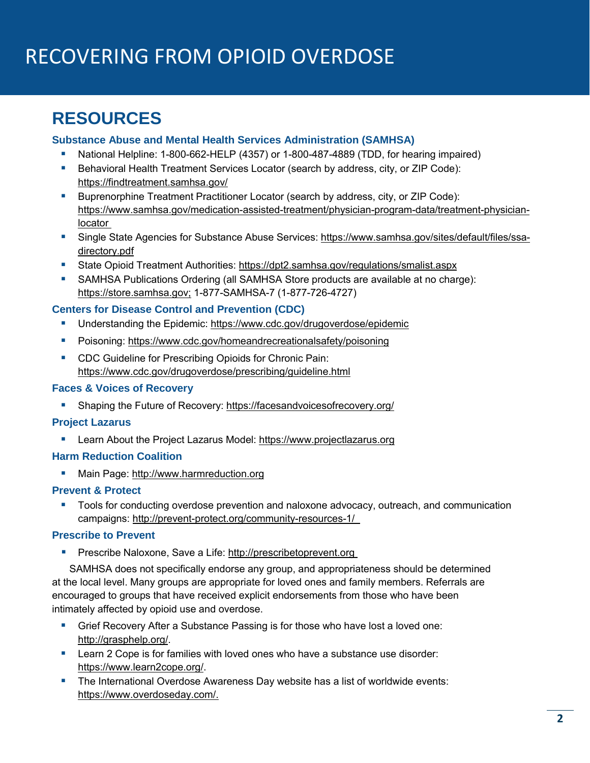# RECOVERING FROM OPIOID OVERDOSE

## RESOURCES

### Substance Abuse and Mental Health Services Administration (SAMHSA)

- National Helpline: 1-800-662-HELP (4357) or 1-800-487-4889 (TDD, for hearing impaired)
- Behavioral Health Treatment Services Locator (search by address, city, or ZIP Code): https://findtreatment.samhsa.gov/
- Buprenorphine Treatment Practitioner Locator (search by address, city, or ZIP Code): https://www.samhsa.gov/medication-assisted-treatment/physician-program-data/treatment-physician-locator
- Single State Agencies for Substance Abuse Services: https://www.samhsa.gov/sites/default/files/ssa-directory.pdf
- State Opioid Treatment Authorities: https://dpt2.samhsa.gov/regulations/smalist.aspx
- SAMHSA Publications Ordering (all SAMHSA Store products are available at no charge): https://store.samhsa.gov; 1-877-SAMHSA-7 (1-877-726-4727)

### Centers for Disease Control and Prevention (CDC)

- Understanding the Epidemic: https://www.cdc.gov/drugoverdose/epidemic
- Poisoning: https://www.cdc.gov/homeandrecreationalsafety/poisoning
- CDC Guideline for Prescribing Opioids for Chronic Pain: https://www.cdc.gov/drugoverdose/prescribing/guideline.html

### Faces & Voices of Recovery

- Shaping the Future of Recovery: https://facesandvoicesofrecovery.org/

### Project Lazarus

- Learn About the Project Lazarus Model: https://www.projectlazarus.org

### Harm Reduction Coalition

- Main Page: http://www.harmreduction.org

### Prevent & Protect

- Tools for conducting overdose prevention and naloxone advocacy, outreach, and communication campaigns: http://prevent-protect.org/community-resources-1/

### Prescribe to Prevent

- Prescribe Naloxone, Save a Life: http://prescribetoprevent.org

SAMHSA does not specifically endorse any group, and appropriateness should be determined at the local level. Many groups are appropriate for loved ones and family members. Referrals are encouraged to groups that have received explicit endorsements from those who have been intimately affected by opioid use and overdose.

- Grief Recovery After a Substance Passing is for those who have lost a loved one: http://grasphelp.org/.
- Learn 2 Cope is for families with loved ones who have a substance use disorder: https://www.learn2cope.org/.
- The International Overdose Awareness Day website has a list of worldwide events: https://www.overdoseday.com/.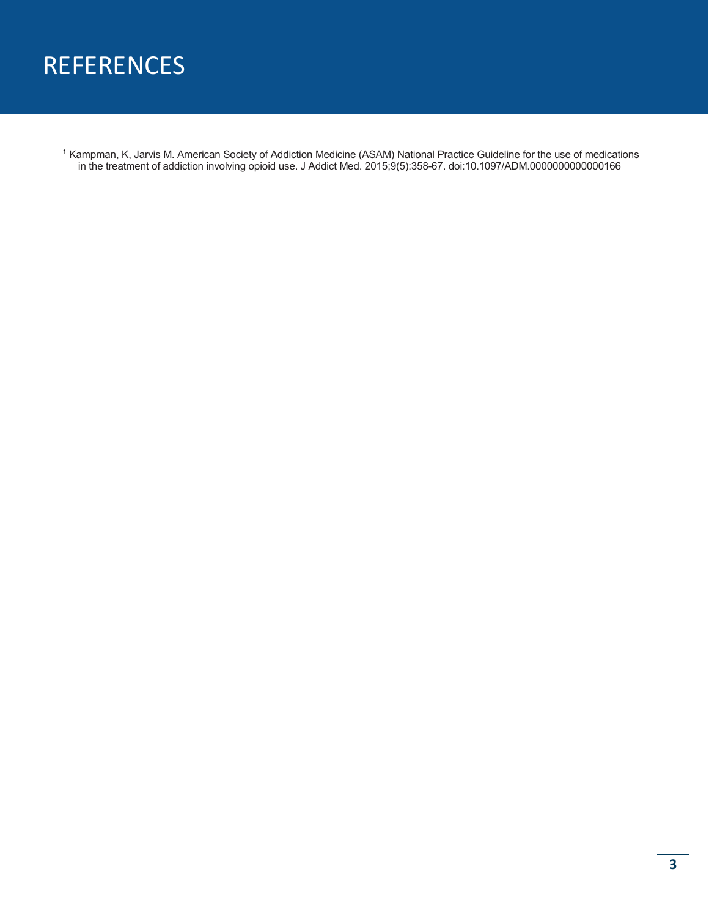# REFERENCES

[1] Kampman, K, Jarvis M. American Society of Addiction Medicine (ASAM) National Practice Guideline for the use of medications in the treatment of addiction involving opioid use. J Addict Med. 2015;9(5):358-67. doi:10.1097/ADM.0000000000000166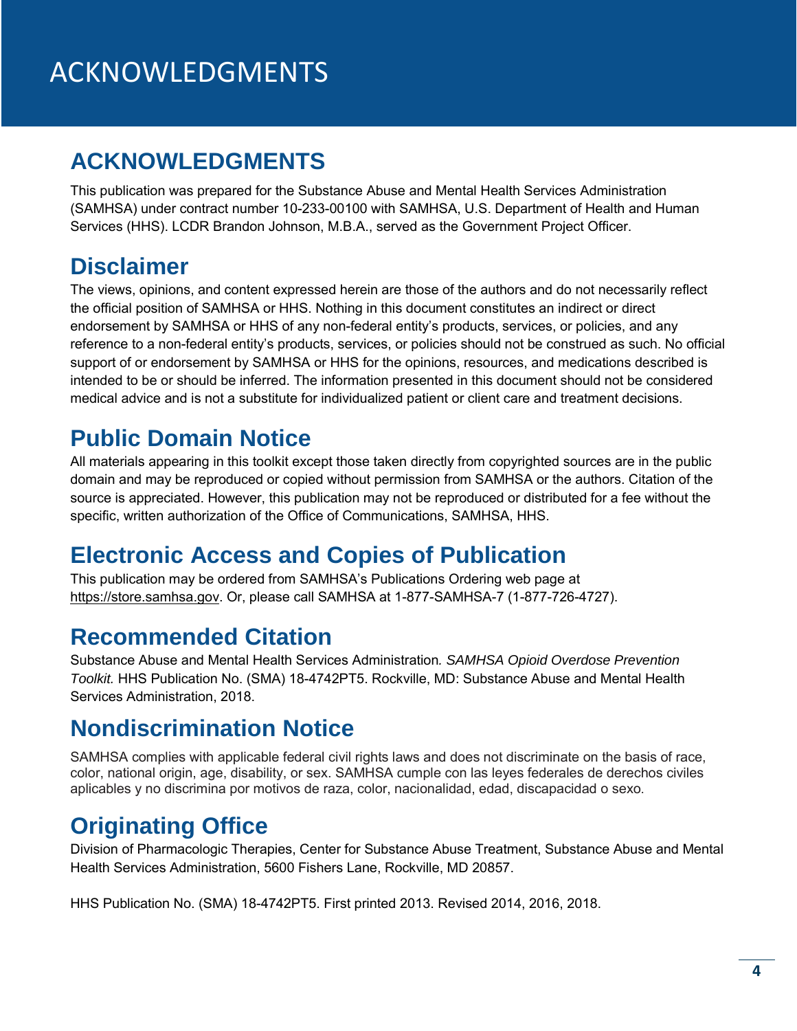# ACKNOWLEDGMENTS

## ACKNOWLEDGMENTS

This publication was prepared for the Substance Abuse and Mental Health Services Administration (SAMHSA) under contract number 10-233-00100 with SAMHSA, U.S. Department of Health and Human Services (HHS). LCDR Brandon Johnson, M.B.A., served as the Government Project Officer.

## Disclaimer

The views, opinions, and content expressed herein are those of the authors and do not necessarily reflect the official position of SAMHSA or HHS. Nothing in this document constitutes an indirect or direct endorsement by SAMHSA or HHS of any non-federal entity's products, services, or policies, and any reference to a non-federal entity's products, services, or policies should not be construed as such. No official support of or endorsement by SAMHSA or HHS for the opinions, resources, and medications described is intended to be or should be inferred. The information presented in this document should not be considered medical advice and is not a substitute for individualized patient or client care and treatment decisions.

## Public Domain Notice

All materials appearing in this toolkit except those taken directly from copyrighted sources are in the public domain and may be reproduced or copied without permission from SAMHSA or the authors. Citation of the source is appreciated. However, this publication may not be reproduced or distributed for a fee without the specific, written authorization of the Office of Communications, SAMHSA, HHS.

## Electronic Access and Copies of Publication

This publication may be ordered from SAMHSA's Publications Ordering web page at https://store.samhsa.gov. Or, please call SAMHSA at 1-877-SAMHSA-7 (1-877-726-4727).

## Recommended Citation

Substance Abuse and Mental Health Services Administration. *SAMHSA Opioid Overdose Prevention Toolkit.* HHS Publication No. (SMA) 18-4742PT5. Rockville, MD: Substance Abuse and Mental Health Services Administration, 2018.

## Nondiscrimination Notice

SAMHSA complies with applicable federal civil rights laws and does not discriminate on the basis of race, color, national origin, age, disability, or sex. SAMHSA cumple con las leyes federales de derechos civiles aplicables y no discrimina por motivos de raza, color, nacionalidad, edad, discapacidad o sexo.

## Originating Office

Division of Pharmacologic Therapies, Center for Substance Abuse Treatment, Substance Abuse and Mental Health Services Administration, 5600 Fishers Lane, Rockville, MD 20857.

HHS Publication No. (SMA) 18-4742PT5. First printed 2013. Revised 2014, 2016, 2018.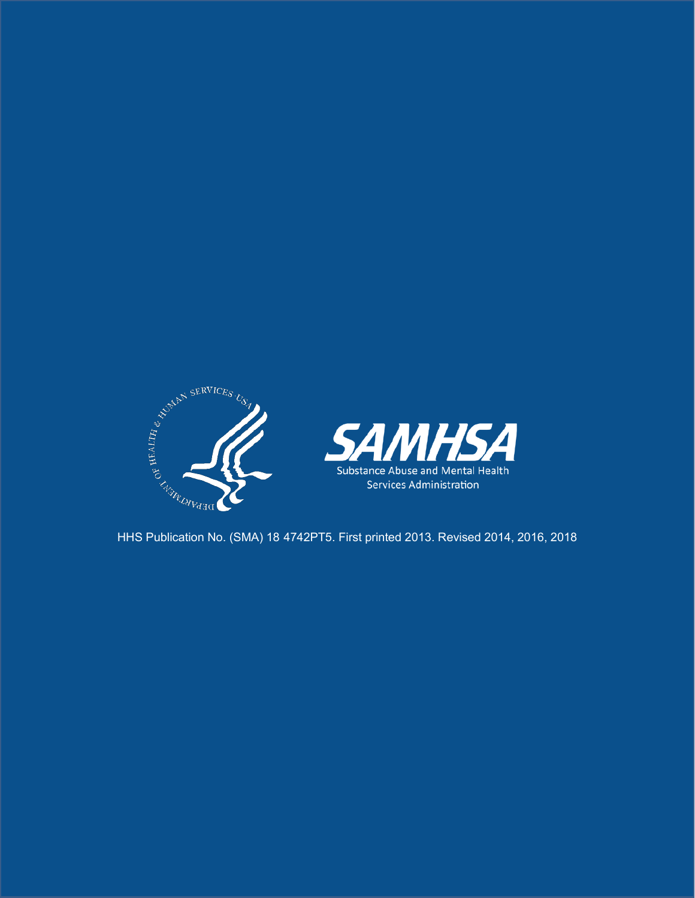SAMHSA

Substance Abuse and Mental Health Services Administration

HHS Publication No. (SMA) 18 4742PT5. First printed 2013. Revised 2014, 2016, 2018